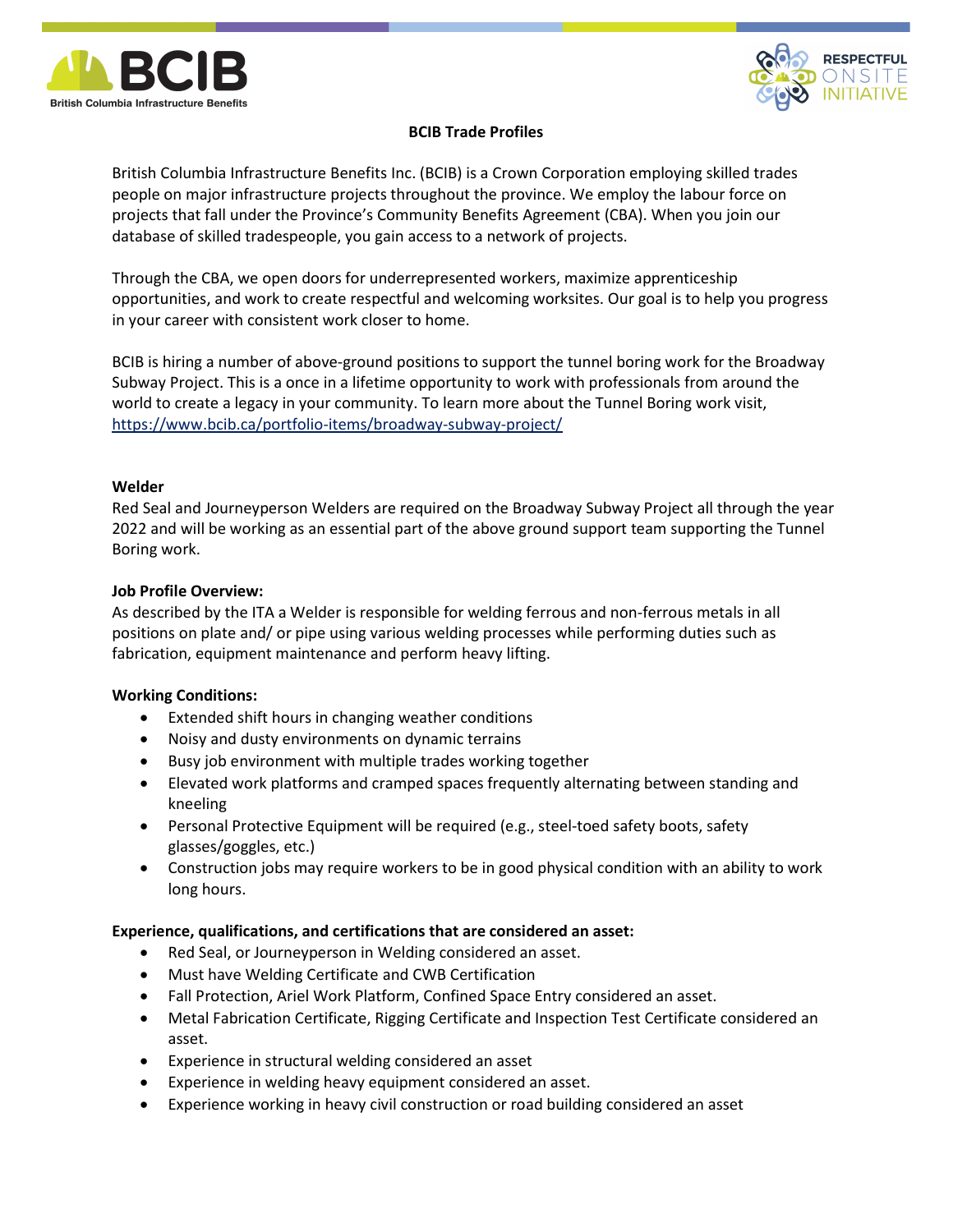BCIB
British Columbia Infrastructure Benefits

RESPECTFUL ONSITE INITIATIVE

# BCIB Trade Profiles

British Columbia Infrastructure Benefits Inc. (BCIB) is a Crown Corporation employing skilled trades people on major infrastructure projects throughout the province. We employ the labour force on projects that fall under the Province's Community Benefits Agreement (CBA). When you join our database of skilled tradespeople, you gain access to a network of projects.

Through the CBA, we open doors for underrepresented workers, maximize apprenticeship opportunities, and work to create respectful and welcoming worksites. Our goal is to help you progress in your career with consistent work closer to home.

BCIB is hiring a number of above-ground positions to support the tunnel boring work for the Broadway Subway Project. This is a once in a lifetime opportunity to work with professionals from around the world to create a legacy in your community. To learn more about the Tunnel Boring work visit, https://www.bcib.ca/portfolio-items/broadway-subway-project/

## Welder

Red Seal and Journeyperson Welders are required on the Broadway Subway Project all through the year 2022 and will be working as an essential part of the above ground support team supporting the Tunnel Boring work.

**Job Profile Overview:**

As described by the ITA a Welder is responsible for welding ferrous and non-ferrous metals in all positions on plate and/ or pipe using various welding processes while performing duties such as fabrication, equipment maintenance and perform heavy lifting.

**Working Conditions:**

- Extended shift hours in changing weather conditions
- Noisy and dusty environments on dynamic terrains
- Busy job environment with multiple trades working together
- Elevated work platforms and cramped spaces frequently alternating between standing and kneeling
- Personal Protective Equipment will be required (e.g., steel-toed safety boots, safety glasses/goggles, etc.)
- Construction jobs may require workers to be in good physical condition with an ability to work long hours.

**Experience, qualifications, and certifications that are considered an asset:**

- Red Seal, or Journeyperson in Welding considered an asset.
- Must have Welding Certificate and CWB Certification
- Fall Protection, Ariel Work Platform, Confined Space Entry considered an asset.
- Metal Fabrication Certificate, Rigging Certificate and Inspection Test Certificate considered an asset.
- Experience in structural welding considered an asset
- Experience in welding heavy equipment considered an asset.
- Experience working in heavy civil construction or road building considered an asset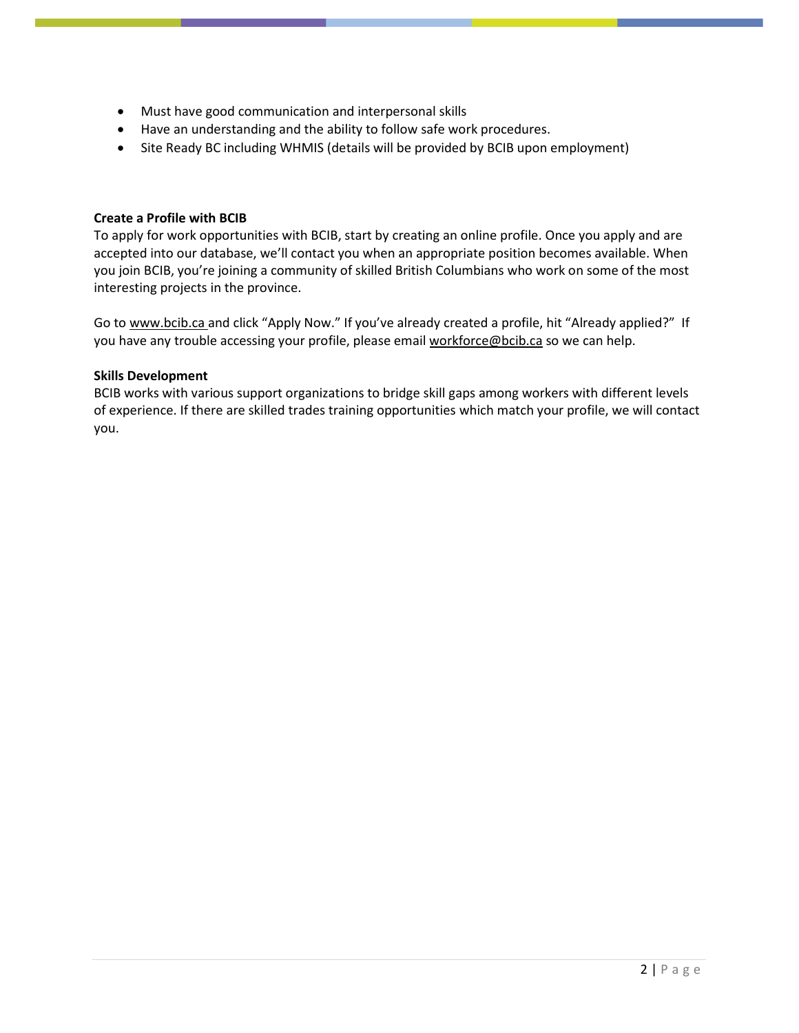- Must have good communication and interpersonal skills
- Have an understanding and the ability to follow safe work procedures.
- Site Ready BC including WHMIS (details will be provided by BCIB upon employment)

**Create a Profile with BCIB**

To apply for work opportunities with BCIB, start by creating an online profile. Once you apply and are accepted into our database, we'll contact you when an appropriate position becomes available. When you join BCIB, you're joining a community of skilled British Columbians who work on some of the most interesting projects in the province.

Go to www.bcib.ca and click "Apply Now." If you've already created a profile, hit "Already applied?" If you have any trouble accessing your profile, please email workforce@bcib.ca so we can help.

**Skills Development**

BCIB works with various support organizations to bridge skill gaps among workers with different levels of experience. If there are skilled trades training opportunities which match your profile, we will contact you.